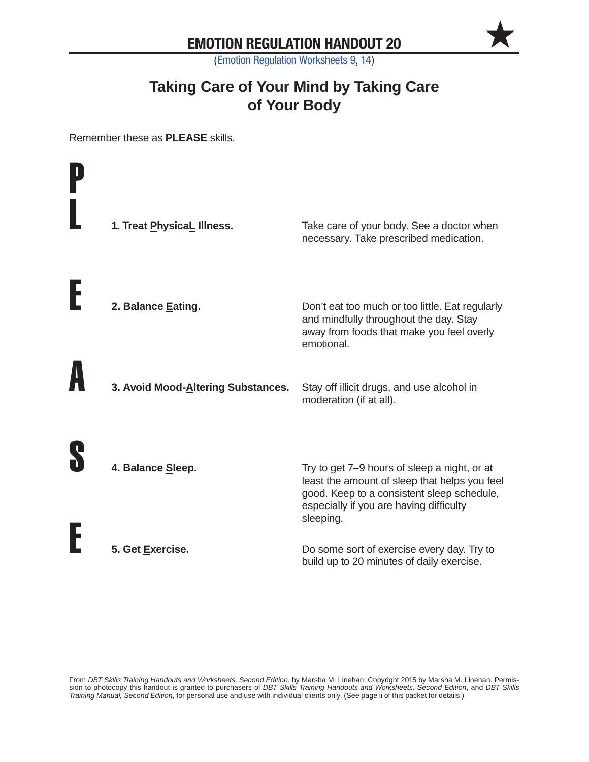# EMOTION REGULATION HANDOUT 20

(Emotion Regulation Worksheets 9, 14)

## Taking Care of Your Mind by Taking Care of Your Body

Remember these as **PLEASE** skills.

| | | |
|---|---|---|
| **P L** | **1. Treat PhysicaL Illness.** | Take care of your body. See a doctor when necessary. Take prescribed medication. |
| **E** | **2. Balance Eating.** | Don't eat too much or too little. Eat regularly and mindfully throughout the day. Stay away from foods that make you feel overly emotional. |
| **A** | **3. Avoid Mood-Altering Substances.** | Stay off illicit drugs, and use alcohol in moderation (if at all). |
| **S** | **4. Balance Sleep.** | Try to get 7–9 hours of sleep a night, or at least the amount of sleep that helps you feel good. Keep to a consistent sleep schedule, especially if you are having difficulty sleeping. |
| **E** | **5. Get Exercise.** | Do some sort of exercise every day. Try to build up to 20 minutes of daily exercise. |

From *DBT Skills Training Handouts and Worksheets, Second Edition*, by Marsha M. Linehan. Copyright 2015 by Marsha M. Linehan. Permission to photocopy this handout is granted to purchasers of *DBT Skills Training Handouts and Worksheets, Second Edition*, and *DBT Skills Training Manual, Second Edition*, for personal use and use with individual clients only. (See page ii of this packet for details.)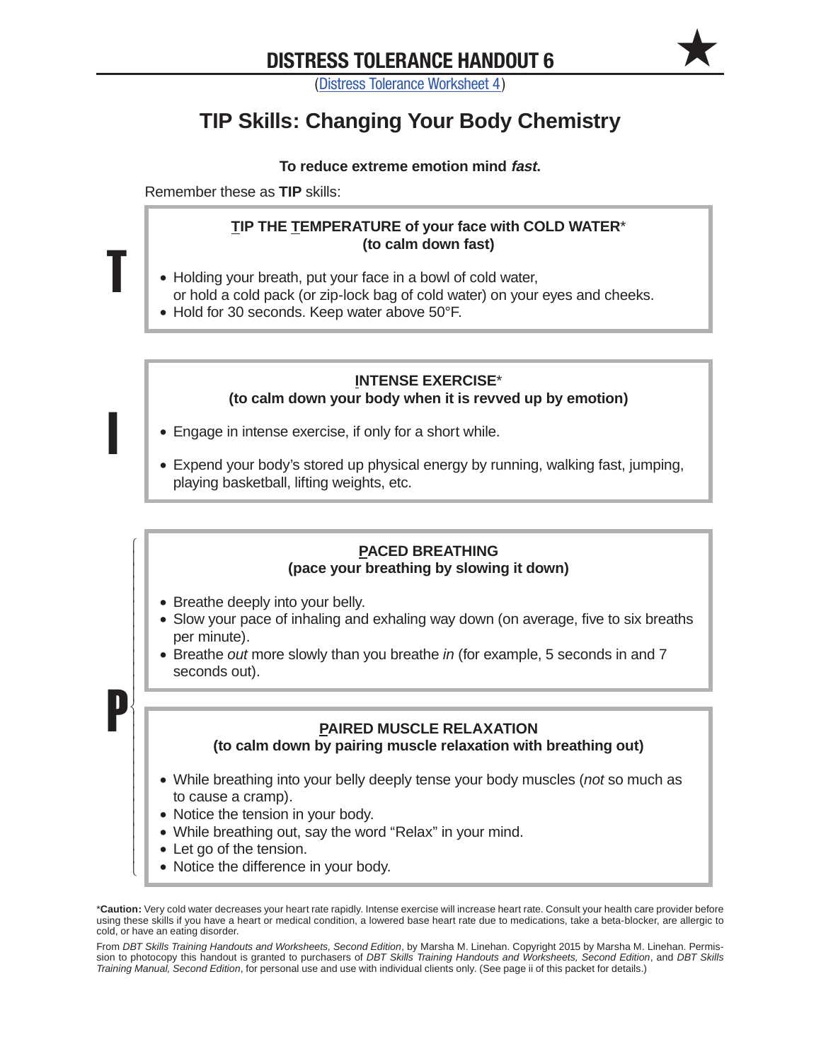# DISTRESS TOLERANCE HANDOUT 6

(Distress Tolerance Worksheet 4)

## TIP Skills: Changing Your Body Chemistry

**To reduce extreme emotion mind *fast*.**

Remember these as **TIP** skills:

**T**

**TIP THE TEMPERATURE of your face with COLD WATER*** **(to calm down fast)**

- Holding your breath, put your face in a bowl of cold water, or hold a cold pack (or zip-lock bag of cold water) on your eyes and cheeks.
- Hold for 30 seconds. Keep water above 50°F.

**I**

**INTENSE EXERCISE*** **(to calm down your body when it is revved up by emotion)**

- Engage in intense exercise, if only for a short while.
- Expend your body's stored up physical energy by running, walking fast, jumping, playing basketball, lifting weights, etc.

**P**

**PACED BREATHING** **(pace your breathing by slowing it down)**

- Breathe deeply into your belly.
- Slow your pace of inhaling and exhaling way down (on average, five to six breaths per minute).
- Breathe *out* more slowly than you breathe *in* (for example, 5 seconds in and 7 seconds out).

**PAIRED MUSCLE RELAXATION** **(to calm down by pairing muscle relaxation with breathing out)**

- While breathing into your belly deeply tense your body muscles (*not* so much as to cause a cramp).
- Notice the tension in your body.
- While breathing out, say the word "Relax" in your mind.
- Let go of the tension.
- Notice the difference in your body.

*__Caution:__ Very cold water decreases your heart rate rapidly. Intense exercise will increase heart rate. Consult your health care provider before using these skills if you have a heart or medical condition, a lowered base heart rate due to medications, take a beta-blocker, are allergic to cold, or have an eating disorder.

From *DBT Skills Training Handouts and Worksheets, Second Edition*, by Marsha M. Linehan. Copyright 2015 by Marsha M. Linehan. Permission to photocopy this handout is granted to purchasers of *DBT Skills Training Handouts and Worksheets, Second Edition*, and *DBT Skills Training Manual, Second Edition*, for personal use and use with individual clients only. (See page ii of this packet for details.)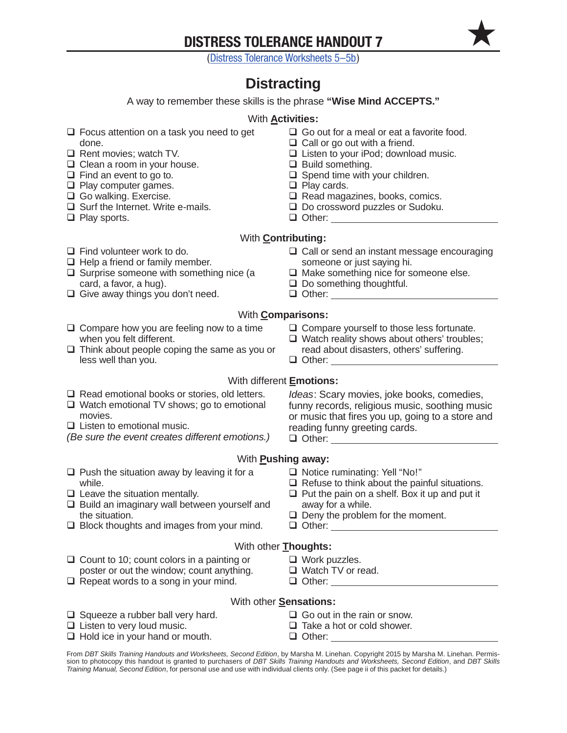# DISTRESS TOLERANCE HANDOUT 7

(Distress Tolerance Worksheets 5–5b)

## Distracting

A way to remember these skills is the phrase **"Wise Mind ACCEPTS."**

### With **Activities:**

- ❑ Focus attention on a task you need to get done.
- ❑ Rent movies; watch TV.
- ❑ Clean a room in your house.
- ❑ Find an event to go to.
- ❑ Play computer games.
- ❑ Go walking. Exercise.
- ❑ Surf the Internet. Write e-mails.
- ❑ Play sports.
- ❑ Go out for a meal or eat a favorite food.
- ❑ Call or go out with a friend.
- ❑ Listen to your iPod; download music.
- ❑ Build something.
- ❑ Spend time with your children.
- ❑ Play cards.
- ❑ Read magazines, books, comics.
- ❑ Do crossword puzzles or Sudoku.
- ❑ Other: ______________________

### With **Contributing:**

- ❑ Find volunteer work to do.
- ❑ Help a friend or family member.
- ❑ Surprise someone with something nice (a card, a favor, a hug).
- ❑ Give away things you don't need.
- ❑ Call or send an instant message encouraging someone or just saying hi.
- ❑ Make something nice for someone else.
- ❑ Do something thoughtful.
- ❑ Other: ______________________

### With **Comparisons:**

- ❑ Compare how you are feeling now to a time when you felt different.
- ❑ Think about people coping the same as you or less well than you.
- ❑ Compare yourself to those less fortunate.
- ❑ Watch reality shows about others' troubles; read about disasters, others' suffering.
- ❑ Other: ______________________

### With different **Emotions:**

- ❑ Read emotional books or stories, old letters.
- ❑ Watch emotional TV shows; go to emotional movies.
- ❑ Listen to emotional music.

*(Be sure the event creates different emotions.)*

*Ideas*: Scary movies, joke books, comedies, funny records, religious music, soothing music or music that fires you up, going to a store and reading funny greeting cards.

- ❑ Other: ______________________

### With **Pushing away:**

- ❑ Push the situation away by leaving it for a while.
- ❑ Leave the situation mentally.
- ❑ Build an imaginary wall between yourself and the situation.
- ❑ Block thoughts and images from your mind.
- ❑ Notice ruminating: Yell "No!"
- ❑ Refuse to think about the painful situations.
- ❑ Put the pain on a shelf. Box it up and put it away for a while.
- ❑ Deny the problem for the moment.
- ❑ Other: ______________________

### With other **Thoughts:**

- ❑ Count to 10; count colors in a painting or poster or out the window; count anything.
- ❑ Repeat words to a song in your mind.
- ❑ Work puzzles.
- ❑ Watch TV or read.
- ❑ Other: ______________________

### With other **Sensations:**

- ❑ Squeeze a rubber ball very hard.
- ❑ Listen to very loud music.
- ❑ Hold ice in your hand or mouth.
- ❑ Go out in the rain or snow.
- ❑ Take a hot or cold shower.
- ❑ Other: ______________________

From *DBT Skills Training Handouts and Worksheets, Second Edition*, by Marsha M. Linehan. Copyright 2015 by Marsha M. Linehan. Permission to photocopy this handout is granted to purchasers of *DBT Skills Training Handouts and Worksheets, Second Edition*, and *DBT Skills Training Manual, Second Edition*, for personal use and use with individual clients only. (See page ii of this packet for details.)